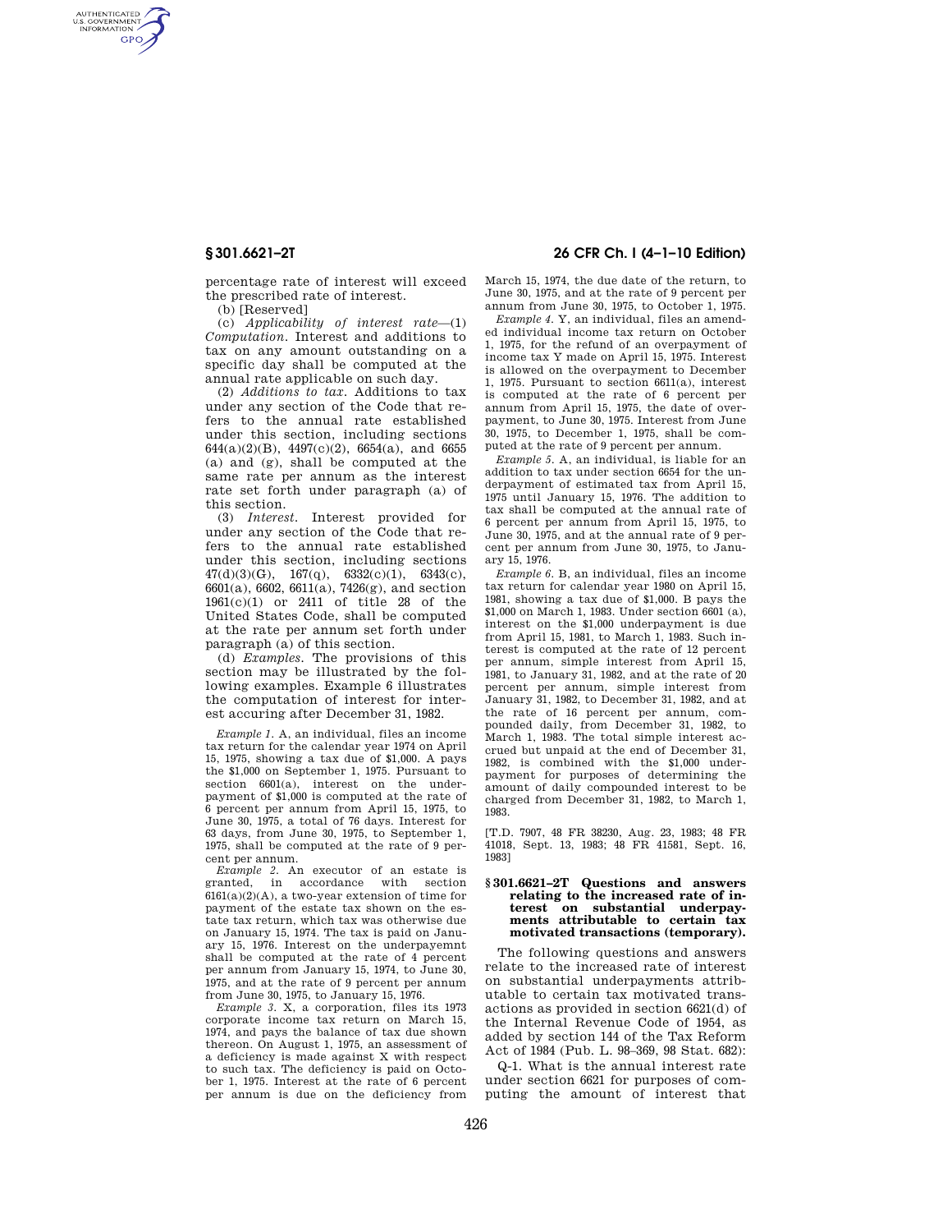percentage rate of interest will exceed the prescribed rate of interest.

(b) [Reserved]

(c) *Applicability of interest rate*—(1) *Computation.* Interest and additions to tax on any amount outstanding on a specific day shall be computed at the annual rate applicable on such day.

(2) *Additions to tax.* Additions to tax under any section of the Code that refers to the annual rate established under this section, including sections 644(a)(2)(B), 4497(c)(2), 6654(a), and 6655 (a) and (g), shall be computed at the same rate per annum as the interest rate set forth under paragraph (a) of this section.

(3) *Interest.* Interest provided for under any section of the Code that refers to the annual rate established under this section, including sections 47(d)(3)(G), 167(q), 6332(c)(1), 6343(c), 6601(a), 6602, 6611(a), 7426(g), and section 1961(c)(1) or 2411 of title 28 of the United States Code, shall be computed at the rate per annum set forth under paragraph (a) of this section.

(d) *Examples.* The provisions of this section may be illustrated by the following examples. Example 6 illustrates the computation of interest for interest accuring after December 31, 1982.

*Example 1.* A, an individual, files an income tax return for the calendar year 1974 on April 15, 1975, showing a tax due of $1,000. A pays the $1,000 on September 1, 1975. Pursuant to section 6601(a), interest on the underpayment of $1,000 is computed at the rate of 6 percent per annum from April 15, 1975, to June 30, 1975, a total of 76 days. Interest for 63 days, from June 30, 1975, to September 1, 1975, shall be computed at the rate of 9 percent per annum.

*Example 2.* An executor of an estate is granted, in accordance with section 6161(a)(2)(A), a two-year extension of time for payment of the estate tax shown on the estate tax return, which tax was otherwise due on January 15, 1974. The tax is paid on January 15, 1976. Interest on the underpayemnt shall be computed at the rate of 4 percent per annum from January 15, 1974, to June 30, 1975, and at the rate of 9 percent per annum from June 30, 1975, to January 15, 1976.

*Example 3.* X, a corporation, files its 1973 corporate income tax return on March 15, 1974, and pays the balance of tax due shown thereon. On August 1, 1975, an assessment of a deficiency is made against X with respect to such tax. The deficiency is paid on October 1, 1975. Interest at the rate of 6 percent per annum is due on the deficiency from March 15, 1974, the due date of the return, to June 30, 1975, and at the rate of 9 percent per annum from June 30, 1975, to October 1, 1975.

*Example 4.* Y, an individual, files an amended individual income tax return on October 1, 1975, for the refund of an overpayment of income tax Y made on April 15, 1975. Interest is allowed on the overpayment to December 1, 1975. Pursuant to section 6611(a), interest is computed at the rate of 6 percent per annum from April 15, 1975, the date of overpayment, to June 30, 1975. Interest from June 30, 1975, to December 1, 1975, shall be computed at the rate of 9 percent per annum.

*Example 5.* A, an individual, is liable for an addition to tax under section 6654 for the underpayment of estimated tax from April 15, 1975 until January 15, 1976. The addition to tax shall be computed at the annual rate of 6 percent per annum from April 15, 1975, to June 30, 1975, and at the annual rate of 9 percent per annum from June 30, 1975, to January 15, 1976.

*Example 6.* B, an individual, files an income tax return for calendar year 1980 on April 15, 1981, showing a tax due of $1,000. B pays the $1,000 on March 1, 1983. Under section 6601 (a), interest on the $1,000 underpayment is due from April 15, 1981, to March 1, 1983. Such interest is computed at the rate of 12 percent per annum, simple interest from April 15, 1981, to January 31, 1982, and at the rate of 20 percent per annum, simple interest from January 31, 1982, to December 31, 1982, and at the rate of 16 percent per annum, compounded daily, from December 31, 1982, to March 1, 1983. The total simple interest accrued but unpaid at the end of December 31, 1982, is combined with the $1,000 underpayment for purposes of determining the amount of daily compounded interest to be charged from December 31, 1982, to March 1, 1983.

[T.D. 7907, 48 FR 38230, Aug. 23, 1983; 48 FR 41018, Sept. 13, 1983; 48 FR 41581, Sept. 16, 1983]

## § 301.6621–2T Questions and answers relating to the increased rate of interest on substantial underpayments attributable to certain tax motivated transactions (temporary).

The following questions and answers relate to the increased rate of interest on substantial underpayments attributable to certain tax motivated transactions as provided in section 6621(d) of the Internal Revenue Code of 1954, as added by section 144 of the Tax Reform Act of 1984 (Pub. L. 98–369, 98 Stat. 682):

Q-1. What is the annual interest rate under section 6621 for purposes of computing the amount of interest that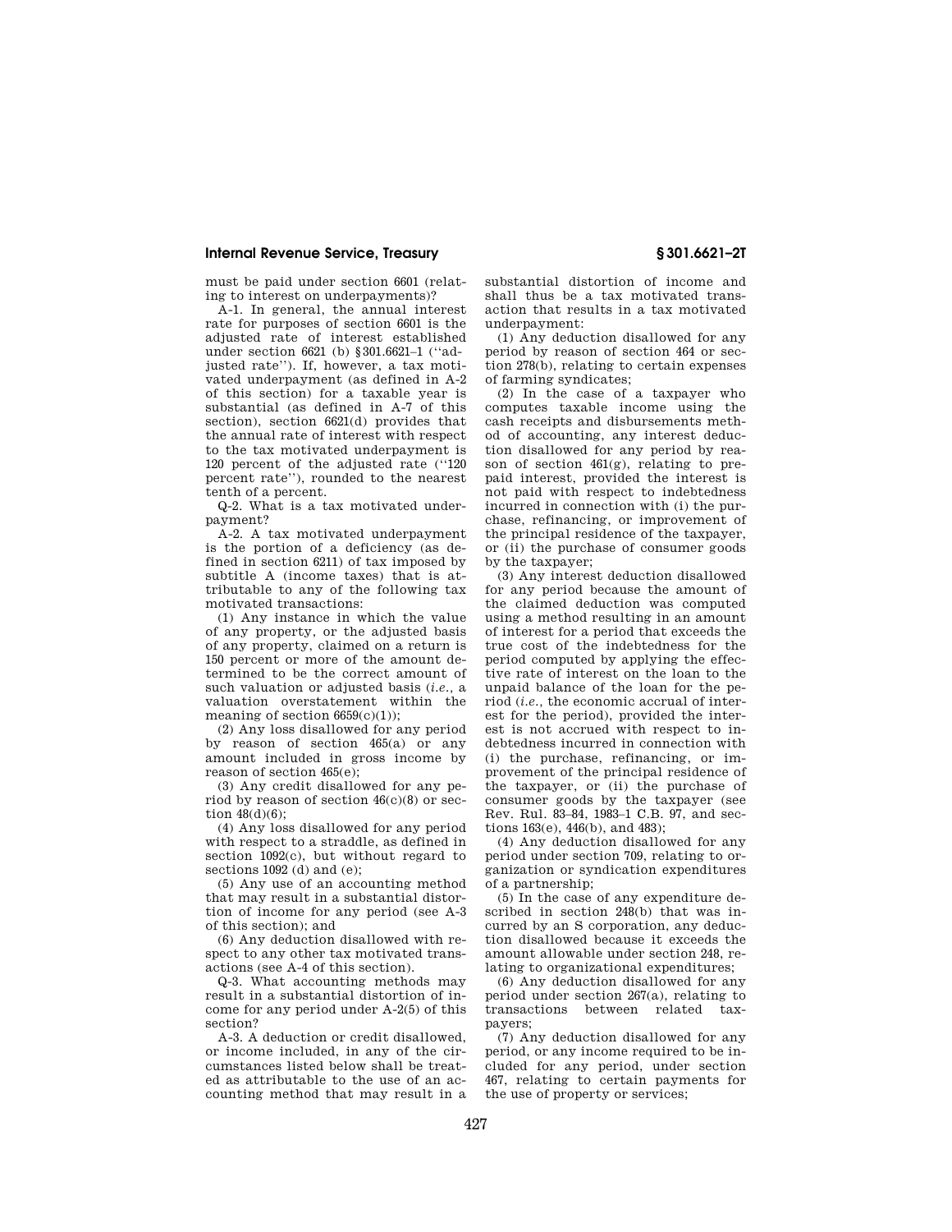must be paid under section 6601 (relating to interest on underpayments)?

A-1. In general, the annual interest rate for purposes of section 6601 is the adjusted rate of interest established under section 6621 (b) §301.6621–1 (''adjusted rate''). If, however, a tax motivated underpayment (as defined in A-2 of this section) for a taxable year is substantial (as defined in A-7 of this section), section 6621(d) provides that the annual rate of interest with respect to the tax motivated underpayment is 120 percent of the adjusted rate (''120 percent rate''), rounded to the nearest tenth of a percent.

Q-2. What is a tax motivated underpayment?

A-2. A tax motivated underpayment is the portion of a deficiency (as defined in section 6211) of tax imposed by subtitle A (income taxes) that is attributable to any of the following tax motivated transactions:

(1) Any instance in which the value of any property, or the adjusted basis of any property, claimed on a return is 150 percent or more of the amount determined to be the correct amount of such valuation or adjusted basis (*i.e.*, a valuation overstatement within the meaning of section 6659(c)(1));

(2) Any loss disallowed for any period by reason of section 465(a) or any amount included in gross income by reason of section 465(e);

(3) Any credit disallowed for any period by reason of section 46(c)(8) or section 48(d)(6);

(4) Any loss disallowed for any period with respect to a straddle, as defined in section 1092(c), but without regard to sections 1092 (d) and (e);

(5) Any use of an accounting method that may result in a substantial distortion of income for any period (see A-3 of this section); and

(6) Any deduction disallowed with respect to any other tax motivated transactions (see A-4 of this section).

Q-3. What accounting methods may result in a substantial distortion of income for any period under A-2(5) of this section?

A-3. A deduction or credit disallowed, or income included, in any of the circumstances listed below shall be treated as attributable to the use of an accounting method that may result in a substantial distortion of income and shall thus be a tax motivated transaction that results in a tax motivated underpayment:

(1) Any deduction disallowed for any period by reason of section 464 or section 278(b), relating to certain expenses of farming syndicates;

(2) In the case of a taxpayer who computes taxable income using the cash receipts and disbursements method of accounting, any interest deduction disallowed for any period by reason of section 461(g), relating to prepaid interest, provided the interest is not paid with respect to indebtedness incurred in connection with (i) the purchase, refinancing, or improvement of the principal residence of the taxpayer, or (ii) the purchase of consumer goods by the taxpayer;

(3) Any interest deduction disallowed for any period because the amount of the claimed deduction was computed using a method resulting in an amount of interest for a period that exceeds the true cost of the indebtedness for the period computed by applying the effective rate of interest on the loan to the unpaid balance of the loan for the period (*i.e.*, the economic accrual of interest for the period), provided the interest is not accrued with respect to indebtedness incurred in connection with (i) the purchase, refinancing, or improvement of the principal residence of the taxpayer, or (ii) the purchase of consumer goods by the taxpayer (see Rev. Rul. 83–84, 1983–1 C.B. 97, and sections 163(e), 446(b), and 483);

(4) Any deduction disallowed for any period under section 709, relating to organization or syndication expenditures of a partnership;

(5) In the case of any expenditure described in section 248(b) that was incurred by an S corporation, any deduction disallowed because it exceeds the amount allowable under section 248, relating to organizational expenditures;

(6) Any deduction disallowed for any period under section 267(a), relating to transactions between related taxpayers;

(7) Any deduction disallowed for any period, or any income required to be included for any period, under section 467, relating to certain payments for the use of property or services;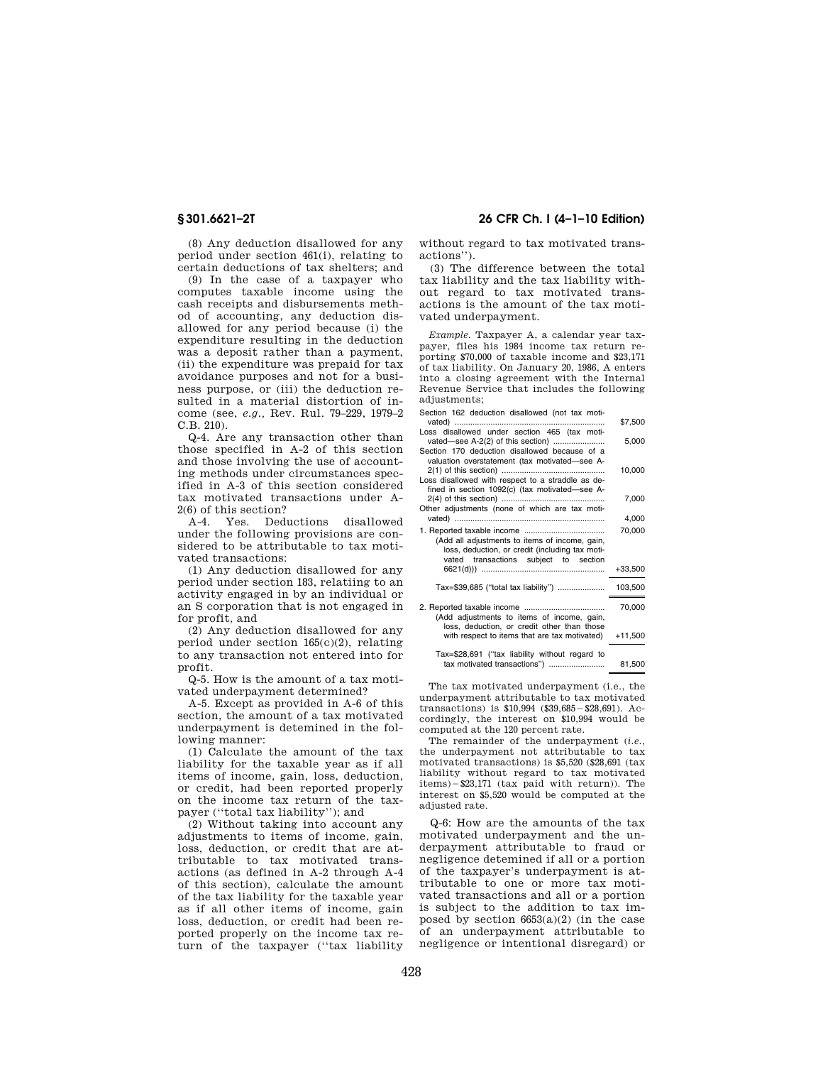(8) Any deduction disallowed for any period under section 461(i), relating to certain deductions of tax shelters; and

(9) In the case of a taxpayer who computes taxable income using the cash receipts and disbursements method of accounting, any deduction disallowed for any period because (i) the expenditure resulting in the deduction was a deposit rather than a payment, (ii) the expenditure was prepaid for tax avoidance purposes and not for a business purpose, or (iii) the deduction resulted in a material distortion of income (see, *e.g.*, Rev. Rul. 79–229, 1979–2 C.B. 210).

Q-4. Are any transaction other than those specified in A-2 of this section and those involving the use of accounting methods under circumstances specified in A-3 of this section considered tax motivated transactions under A-2(6) of this section?

A-4. Yes. Deductions disallowed under the following provisions are considered to be attributable to tax motivated transactions:

(1) Any deduction disallowed for any period under section 183, relatiing to an activity engaged in by an individual or an S corporation that is not engaged in for profit, and

(2) Any deduction disallowed for any period under section 165(c)(2), relating to any transaction not entered into for profit.

Q-5. How is the amount of a tax motivated underpayment determined?

A-5. Except as provided in A-6 of this section, the amount of a tax motivated underpayment is detemined in the following manner:

(1) Calculate the amount of the tax liability for the taxable year as if all items of income, gain, loss, deduction, or credit, had been reported properly on the income tax return of the taxpayer (''total tax liability''); and

(2) Without taking into account any adjustments to items of income, gain, loss, deduction, or credit that are attributable to tax motivated transactions (as defined in A-2 through A-4 of this section), calculate the amount of the tax liability for the taxable year as if all other items of income, gain loss, deduction, or credit had been reported properly on the income tax return of the taxpayer (''tax liability without regard to tax motivated transactions'').

(3) The difference between the total tax liability and the tax liability without regard to tax motivated transactions is the amount of the tax motivated underpayment.

*Example.* Taxpayer A, a calendar year taxpayer, files his 1984 income tax return reporting $70,000 of taxable income and $23,171 of tax liability. On January 20, 1986, A enters into a closing agreement with the Internal Revenue Service that includes the following adjustments;

| | |
|---|---|
| Section 162 deduction disallowed (not tax motivated) | $7,500 |
| Loss disallowed under section 465 (tax motivated—see A-2(2) of this section) | 5,000 |
| Section 170 deduction disallowed because of a valuation overstatement (tax motivated—see A-2(1) of this section) | 10,000 |
| Loss disallowed with respect to a straddle as defined in section 1092(c) (tax motivated—see A-2(4) of this section) | 7,000 |
| Other adjustments (none of which are tax motivated) | 4,000 |
| 1. Reported taxable income | 70,000 |
| (Add all adjustments to items of income, gain, loss, deduction, or credit (including tax motivated transactions subject to section 6621(d))) | +33,500 |
| Tax=$39,685 (''total tax liability'') | 103,500 |
| 2. Reported taxable income | 70,000 |
| (Add adjustments to items of income, gain, loss, deduction, or credit other than those with respect to items that are tax motivated) | +11,500 |
| Tax=$28,691 (''tax liability without regard to tax motivated transactions'') | 81,500 |

The tax motivated underpayment (i.e., the underpayment attributable to tax motivated transactions) is $10,994 ($39,685 − $28,691). Accordingly, the interest on $10,994 would be computed at the 120 percent rate.

The remainder of the underpayment (*i.e.*, the underpayment not attributable to tax motivated transactions) is $5,520 ($28,691 (tax liability without regard to tax motivated items) − $23,171 (tax paid with return)). The interest on $5,520 would be computed at the adjusted rate.

Q-6: How are the amounts of the tax motivated underpayment and the underpayment attributable to fraud or negligence detemined if all or a portion of the taxpayer's underpayment is attributable to one or more tax motivated transactions and all or a portion is subject to the addition to tax imposed by section 6653(a)(2) (in the case of an underpayment attributable to negligence or intentional disregard) or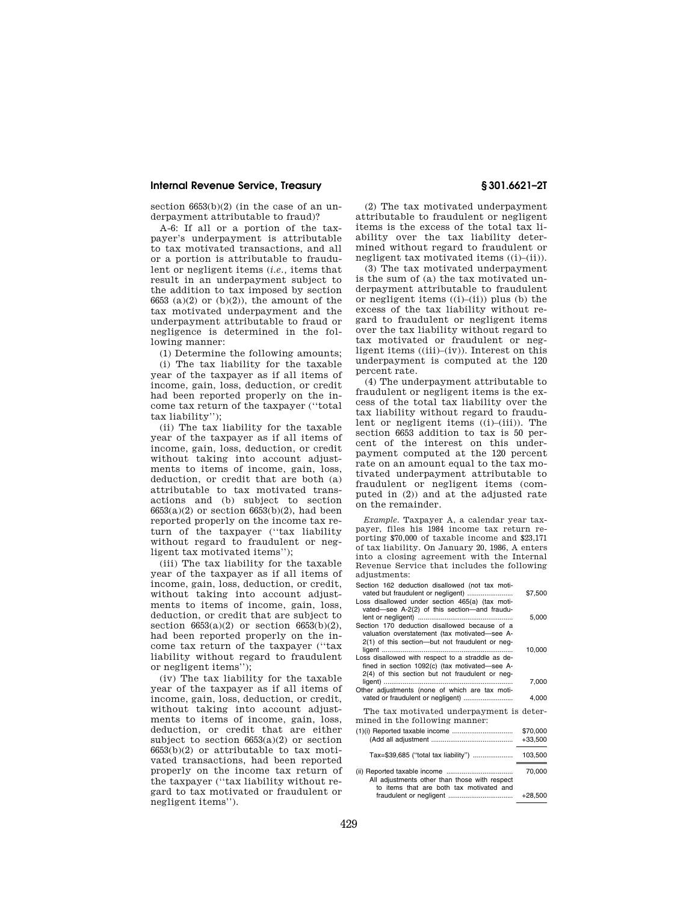section 6653(b)(2) (in the case of an underpayment attributable to fraud)?

A-6: If all or a portion of the taxpayer's underpayment is attributable to tax motivated transactions, and all or a portion is attributable to fraudulent or negligent items (*i.e.*, items that result in an underpayment subject to the addition to tax imposed by section 6653 (a)(2) or (b)(2)), the amount of the tax motivated underpayment and the underpayment attributable to fraud or negligence is determined in the following manner:

(1) Determine the following amounts;

(i) The tax liability for the taxable year of the taxpayer as if all items of income, gain, loss, deduction, or credit had been reported properly on the income tax return of the taxpayer (''total tax liability'');

(ii) The tax liability for the taxable year of the taxpayer as if all items of income, gain, loss, deduction, or credit without taking into account adjustments to items of income, gain, loss, deduction, or credit that are both (a) attributable to tax motivated transactions and (b) subject to section 6653(a)(2) or section 6653(b)(2), had been reported properly on the income tax return of the taxpayer (''tax liability without regard to fraudulent or negligent tax motivated items'');

(iii) The tax liability for the taxable year of the taxpayer as if all items of income, gain, loss, deduction, or credit, without taking into account adjustments to items of income, gain, loss, deduction, or credit that are subject to section 6653(a)(2) or section 6653(b)(2), had been reported properly on the income tax return of the taxpayer (''tax liability without regard to fraudulent or negligent items'');

(iv) The tax liability for the taxable year of the taxpayer as if all items of income, gain, loss, deduction, or credit, without taking into account adjustments to items of income, gain, loss, deduction, or credit that are either subject to section 6653(a)(2) or section 6653(b)(2) or attributable to tax motivated transactions, had been reported properly on the income tax return of the taxpayer (''tax liability without regard to tax motivated or fraudulent or negligent items'').

(2) The tax motivated underpayment attributable to fraudulent or negligent items is the excess of the total tax liability over the tax liability determined without regard to fraudulent or negligent tax motivated items ((i)–(ii)).

(3) The tax motivated underpayment is the sum of (a) the tax motivated underpayment attributable to fraudulent or negligent items ((i)–(ii)) plus (b) the excess of the tax liability without regard to fraudulent or negligent items over the tax liability without regard to tax motivated or fraudulent or negligent items ((iii)–(iv)). Interest on this underpayment is computed at the 120 percent rate.

(4) The underpayment attributable to fraudulent or negligent items is the excess of the total tax liability over the tax liability without regard to fraudulent or negligent items ((i)–(iii)). The section 6653 addition to tax is 50 percent of the interest on this underpayment computed at the 120 percent rate on an amount equal to the tax motivated underpayment attributable to fraudulent or negligent items (computed in (2)) and at the adjusted rate on the remainder.

*Example.* Taxpayer A, a calendar year taxpayer, files his 1984 income tax return reporting $70,000 of taxable income and $23,171 of tax liability. On January 20, 1986, A enters into a closing agreement with the Internal Revenue Service that includes the following adjustments:

| | |
|---|---|
| Section 162 deduction disallowed (not tax motivated but fraudulent or negligent) | $7,500 |
| Loss disallowed under section 465(a) (tax motivated—see A-2(2) of this section—and fraudulent or negligent) | 5,000 |
| Section 170 deduction disallowed because of a valuation overstatement (tax motivated—see A-2(1) of this section—but not fraudulent or negligent | 10,000 |
| Loss disallowed with respect to a straddle as defined in section 1092(c) (tax motivated—see A-2(4) of this section but not fraudulent or negligent) | 7,000 |
| Other adjustments (none of which are tax motivated or fraudulent or negligent) | 4,000 |

The tax motivated underpayment is determined in the following manner:

| | |
|---|---|
| (1)(i) Reported taxable income | $70,000 |
| (Add all adjustment | +33,500 |
| Tax=$39,685 (''total tax liability'') | 103,500 |
| (ii) Reported taxable income | 70,000 |
| All adjustments other than those with respect to items that are both tax motivated and fraudulent or negligent | +28,500 |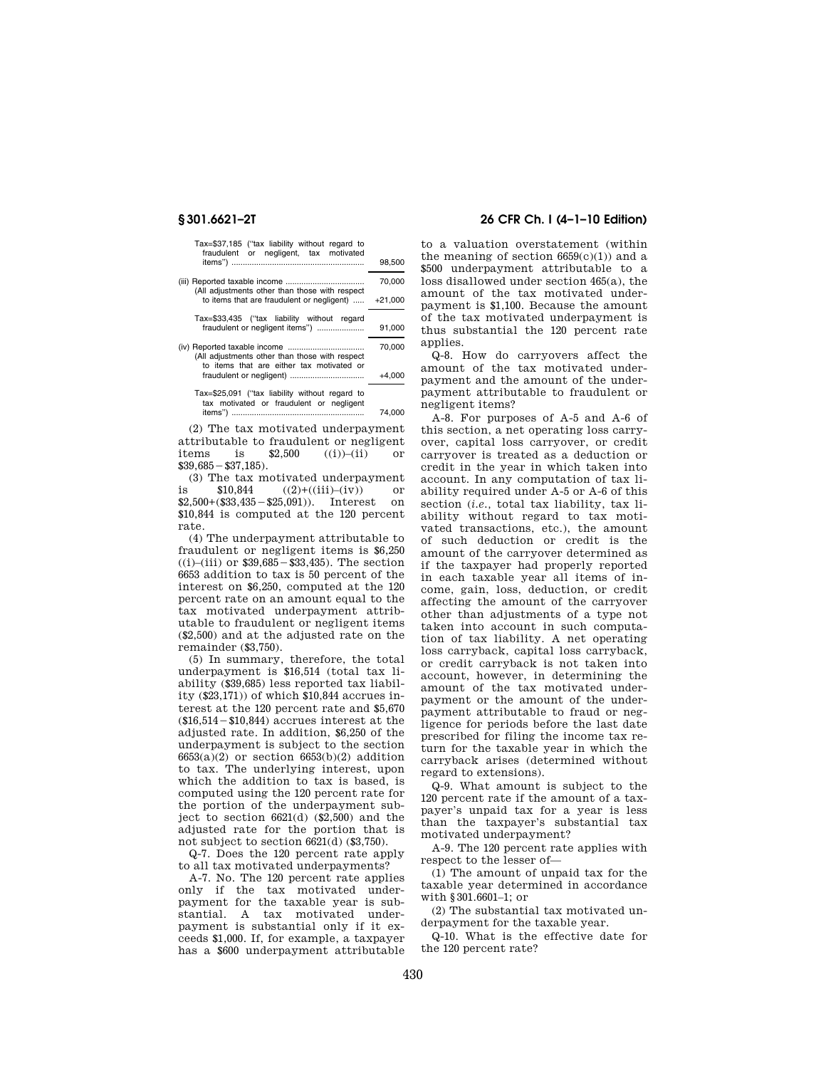| | |
|---|---|
| Tax=$37,185 ("tax liability without regard to fraudulent or negligent, tax motivated items") | 98,500 |
| (iii) Reported taxable income | 70,000 |
| (All adjustments other than those with respect to items that are fraudulent or negligent) | +21,000 |
| Tax=$33,435 ("tax liability without regard fraudulent or negligent items") | 91,000 |
| (iv) Reported taxable income | 70,000 |
| (All adjustments other than those with respect to items that are either tax motivated or fraudulent or negligent) | +4,000 |
| Tax=$25,091 ("tax liability without regard to tax motivated or fraudulent or negligent items") | 74,000 |

(2) The tax motivated underpayment attributable to fraudulent or negligent items is $2,500 ((i)–(ii) or $39,685 − $37,185).

(3) The tax motivated underpayment is $10,844 ((2)+((iii)–(iv)) or $2,500+($33,435 − $25,091)). Interest on $10,844 is computed at the 120 percent rate.

(4) The underpayment attributable to fraudulent or negligent items is $6,250 ((i)–(iii) or $39,685 − $33,435). The section 6653 addition to tax is 50 percent of the interest on $6,250, computed at the 120 percent rate on an amount equal to the tax motivated underpayment attributable to fraudulent or negligent items ($2,500) and at the adjusted rate on the remainder ($3,750).

(5) In summary, therefore, the total underpayment is $16,514 (total tax liability ($39,685) less reported tax liability ($23,171)) of which $10,844 accrues interest at the 120 percent rate and $5,670 ($16,514 − $10,844) accrues interest at the adjusted rate. In addition, $6,250 of the underpayment is subject to the section 6653(a)(2) or section 6653(b)(2) addition to tax. The underlying interest, upon which the addition to tax is based, is computed using the 120 percent rate for the portion of the underpayment subject to section 6621(d) ($2,500) and the adjusted rate for the portion that is not subject to section 6621(d) ($3,750).

Q-7. Does the 120 percent rate apply to all tax motivated underpayments?

A-7. No. The 120 percent rate applies only if the tax motivated underpayment for the taxable year is substantial. A tax motivated underpayment is substantial only if it exceeds $1,000. If, for example, a taxpayer has a $600 underpayment attributable to a valuation overstatement (within the meaning of section 6659(c)(1)) and a $500 underpayment attributable to a loss disallowed under section 465(a), the amount of the tax motivated underpayment is $1,100. Because the amount of the tax motivated underpayment is thus substantial the 120 percent rate applies.

Q-8. How do carryovers affect the amount of the tax motivated underpayment and the amount of the underpayment attributable to fraudulent or negligent items?

A-8. For purposes of A-5 and A-6 of this section, a net operating loss carryover, capital loss carryover, or credit carryover is treated as a deduction or credit in the year in which taken into account. In any computation of tax liability required under A-5 or A-6 of this section (*i.e.*, total tax liability, tax liability without regard to tax motivated transactions, etc.), the amount of such deduction or credit is the amount of the carryover determined as if the taxpayer had properly reported in each taxable year all items of income, gain, loss, deduction, or credit affecting the amount of the carryover other than adjustments of a type not taken into account in such computation of tax liability. A net operating loss carryback, capital loss carryback, or credit carryback is not taken into account, however, in determining the amount of the tax motivated underpayment or the amount of the underpayment attributable to fraud or negligence for periods before the last date prescribed for filing the income tax return for the taxable year in which the carryback arises (determined without regard to extensions).

Q-9. What amount is subject to the 120 percent rate if the amount of a taxpayer's unpaid tax for a year is less than the taxpayer's substantial tax motivated underpayment?

A-9. The 120 percent rate applies with respect to the lesser of—

(1) The amount of unpaid tax for the taxable year determined in accordance with §301.6601–1; or

(2) The substantial tax motivated underpayment for the taxable year.

Q-10. What is the effective date for the 120 percent rate?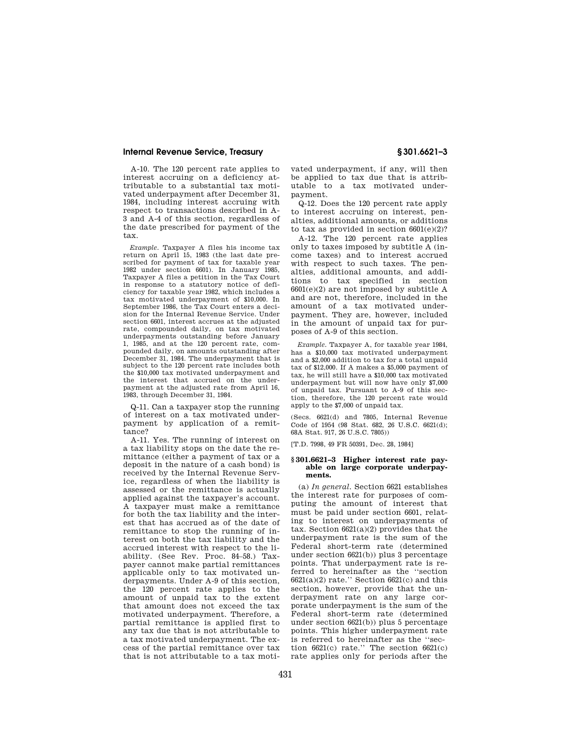A-10. The 120 percent rate applies to interest accruing on a deficiency attributable to a substantial tax motivated underpayment after December 31, 1984, including interest accruing with respect to transactions described in A-3 and A-4 of this section, regardless of the date prescribed for payment of the tax.

*Example.* Taxpayer A files his income tax return on April 15, 1983 (the last date prescribed for payment of tax for taxable year 1982 under section 6601). In January 1985, Taxpayer A files a petition in the Tax Court in response to a statutory notice of deficiency for taxable year 1982, which includes a tax motivated underpayment of $10,000. In September 1986, the Tax Court enters a decision for the Internal Revenue Service. Under section 6601, interest accrues at the adjusted rate, compounded daily, on tax motivated underpayments outstanding before January 1, 1985, and at the 120 percent rate, compounded daily, on amounts outstanding after December 31, 1984. The underpayment that is subject to the 120 percent rate includes both the $10,000 tax motivated underpayment and the interest that accrued on the underpayment at the adjusted rate from April 16, 1983, through December 31, 1984.

Q-11. Can a taxpayer stop the running of interest on a tax motivated underpayment by application of a remittance?

A-11. Yes. The running of interest on a tax liability stops on the date the remittance (either a payment of tax or a deposit in the nature of a cash bond) is received by the Internal Revenue Service, regardless of when the liability is assessed or the remittance is actually applied against the taxpayer's account. A taxpayer must make a remittance for both the tax liability and the interest that has accrued as of the date of remittance to stop the running of interest on both the tax liability and the accrued interest with respect to the liability. (See Rev. Proc. 84–58.) Taxpayer cannot make partial remittances applicable only to tax motivated underpayments. Under A-9 of this section, the 120 percent rate applies to the amount of unpaid tax to the extent that amount does not exceed the tax motivated underpayment. Therefore, a partial remittance is applied first to any tax due that is not attributable to a tax motivated underpayment. The excess of the partial remittance over tax that is not attributable to a tax motivated underpayment, if any, will then be applied to tax due that is attributable to a tax motivated underpayment.

Q-12. Does the 120 percent rate apply to interest accruing on interest, penalties, additional amounts, or additions to tax as provided in section 6601(e)(2)?

A-12. The 120 percent rate applies only to taxes imposed by subtitle A (income taxes) and to interest accrued with respect to such taxes. The penalties, additional amounts, and additions to tax specified in section 6601(e)(2) are not imposed by subtitle A and are not, therefore, included in the amount of a tax motivated underpayment. They are, however, included in the amount of unpaid tax for purposes of A-9 of this section.

*Example.* Taxpayer A, for taxable year 1984, has a $10,000 tax motivated underpayment and a $2,000 addition to tax for a total unpaid tax of $12,000. If A makes a $5,000 payment of tax, he will still have a $10,000 tax motivated underpayment but will now have only $7,000 of unpaid tax. Pursuant to A-9 of this section, therefore, the 120 percent rate would apply to the $7,000 of unpaid tax.

(Secs. 6621(d) and 7805, Internal Revenue Code of 1954 (98 Stat. 682, 26 U.S.C. 6621(d); 68A Stat. 917, 26 U.S.C. 7805))

[T.D. 7998, 49 FR 50391, Dec. 28, 1984]

### § 301.6621–3 Higher interest rate payable on large corporate underpayments.

(a) *In general.* Section 6621 establishes the interest rate for purposes of computing the amount of interest that must be paid under section 6601, relating to interest on underpayments of tax. Section 6621(a)(2) provides that the underpayment rate is the sum of the Federal short-term rate (determined under section 6621(b)) plus 3 percentage points. That underpayment rate is referred to hereinafter as the "section 6621(a)(2) rate." Section 6621(c) and this section, however, provide that the underpayment rate on any large corporate underpayment is the sum of the Federal short-term rate (determined under section 6621(b)) plus 5 percentage points. This higher underpayment rate is referred to hereinafter as the "section 6621(c) rate." The section 6621(c) rate applies only for periods after the